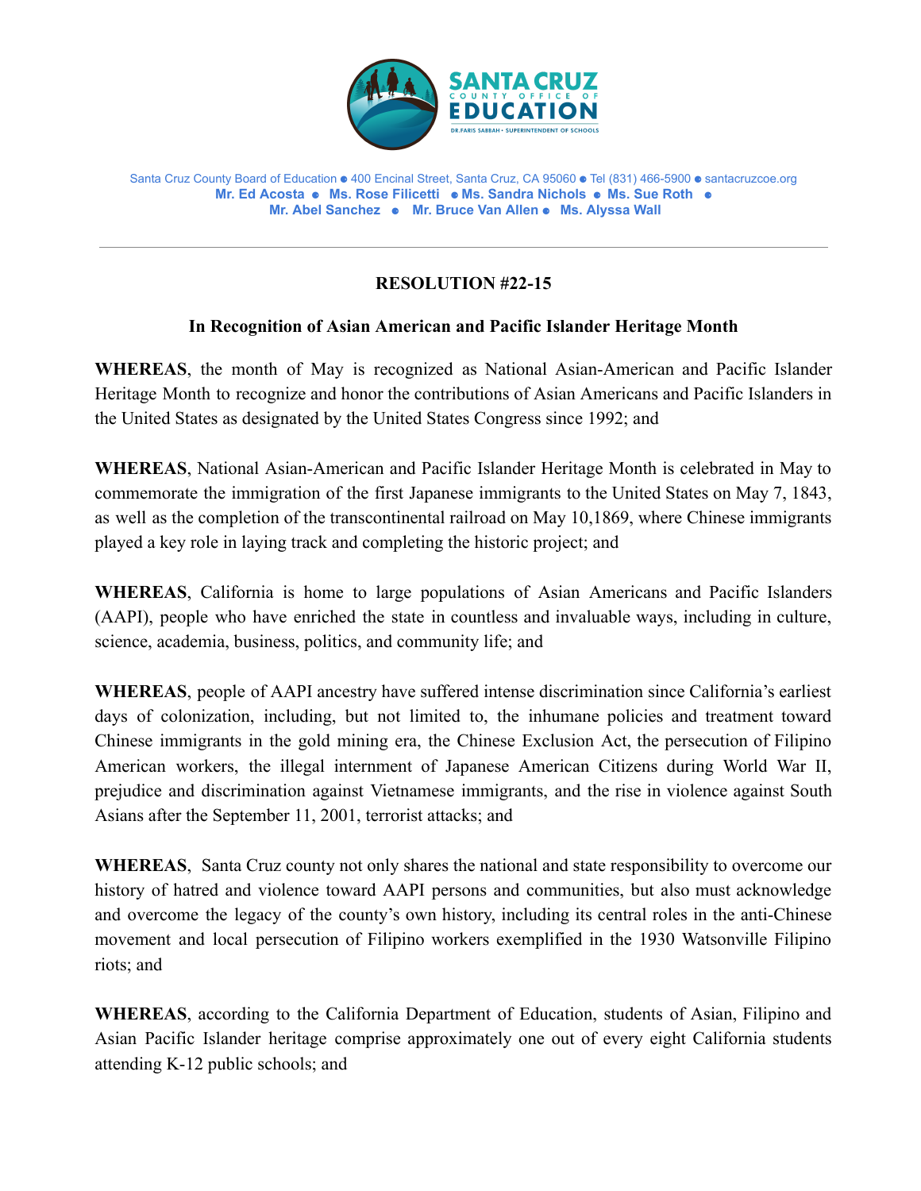SANTA CRUZ COUNTY OFFICE OF EDUCATION
DR. FARIS SABBAH • SUPERINTENDENT OF SCHOOLS

Santa Cruz County Board of Education • 400 Encinal Street, Santa Cruz, CA 95060 • Tel (831) 466-5900 • santacruzcoe.org
**Mr. Ed Acosta • Ms. Rose Filicetti • Ms. Sandra Nichols • Ms. Sue Roth • Mr. Abel Sanchez • Mr. Bruce Van Allen • Ms. Alyssa Wall**

---

**RESOLUTION #22-15**

**In Recognition of Asian American and Pacific Islander Heritage Month**

**WHEREAS**, the month of May is recognized as National Asian-American and Pacific Islander Heritage Month to recognize and honor the contributions of Asian Americans and Pacific Islanders in the United States as designated by the United States Congress since 1992; and

**WHEREAS**, National Asian-American and Pacific Islander Heritage Month is celebrated in May to commemorate the immigration of the first Japanese immigrants to the United States on May 7, 1843, as well as the completion of the transcontinental railroad on May 10,1869, where Chinese immigrants played a key role in laying track and completing the historic project; and

**WHEREAS**, California is home to large populations of Asian Americans and Pacific Islanders (AAPI), people who have enriched the state in countless and invaluable ways, including in culture, science, academia, business, politics, and community life; and

**WHEREAS**, people of AAPI ancestry have suffered intense discrimination since California's earliest days of colonization, including, but not limited to, the inhumane policies and treatment toward Chinese immigrants in the gold mining era, the Chinese Exclusion Act, the persecution of Filipino American workers, the illegal internment of Japanese American Citizens during World War II, prejudice and discrimination against Vietnamese immigrants, and the rise in violence against South Asians after the September 11, 2001, terrorist attacks; and

**WHEREAS**, Santa Cruz county not only shares the national and state responsibility to overcome our history of hatred and violence toward AAPI persons and communities, but also must acknowledge and overcome the legacy of the county's own history, including its central roles in the anti-Chinese movement and local persecution of Filipino workers exemplified in the 1930 Watsonville Filipino riots; and

**WHEREAS**, according to the California Department of Education, students of Asian, Filipino and Asian Pacific Islander heritage comprise approximately one out of every eight California students attending K-12 public schools; and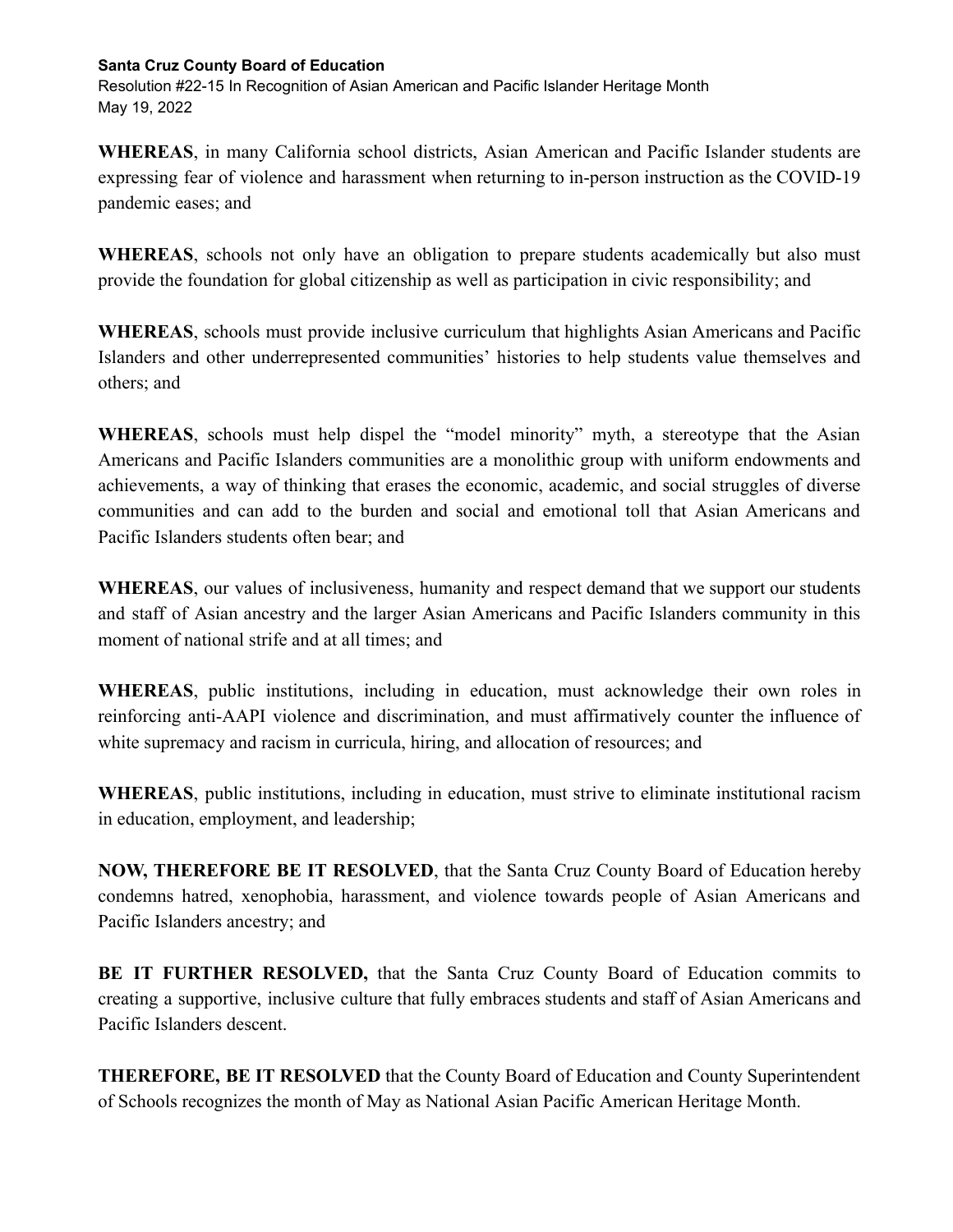**Santa Cruz County Board of Education**
Resolution #22-15 In Recognition of Asian American and Pacific Islander Heritage Month
May 19, 2022

**WHEREAS**, in many California school districts, Asian American and Pacific Islander students are expressing fear of violence and harassment when returning to in-person instruction as the COVID-19 pandemic eases; and

**WHEREAS**, schools not only have an obligation to prepare students academically but also must provide the foundation for global citizenship as well as participation in civic responsibility; and

**WHEREAS**, schools must provide inclusive curriculum that highlights Asian Americans and Pacific Islanders and other underrepresented communities' histories to help students value themselves and others; and

**WHEREAS**, schools must help dispel the "model minority" myth, a stereotype that the Asian Americans and Pacific Islanders communities are a monolithic group with uniform endowments and achievements, a way of thinking that erases the economic, academic, and social struggles of diverse communities and can add to the burden and social and emotional toll that Asian Americans and Pacific Islanders students often bear; and

**WHEREAS**, our values of inclusiveness, humanity and respect demand that we support our students and staff of Asian ancestry and the larger Asian Americans and Pacific Islanders community in this moment of national strife and at all times; and

**WHEREAS**, public institutions, including in education, must acknowledge their own roles in reinforcing anti-AAPI violence and discrimination, and must affirmatively counter the influence of white supremacy and racism in curricula, hiring, and allocation of resources; and

**WHEREAS**, public institutions, including in education, must strive to eliminate institutional racism in education, employment, and leadership;

**NOW, THEREFORE BE IT RESOLVED**, that the Santa Cruz County Board of Education hereby condemns hatred, xenophobia, harassment, and violence towards people of Asian Americans and Pacific Islanders ancestry; and

**BE IT FURTHER RESOLVED,** that the Santa Cruz County Board of Education commits to creating a supportive, inclusive culture that fully embraces students and staff of Asian Americans and Pacific Islanders descent.

**THEREFORE, BE IT RESOLVED** that the County Board of Education and County Superintendent of Schools recognizes the month of May as National Asian Pacific American Heritage Month.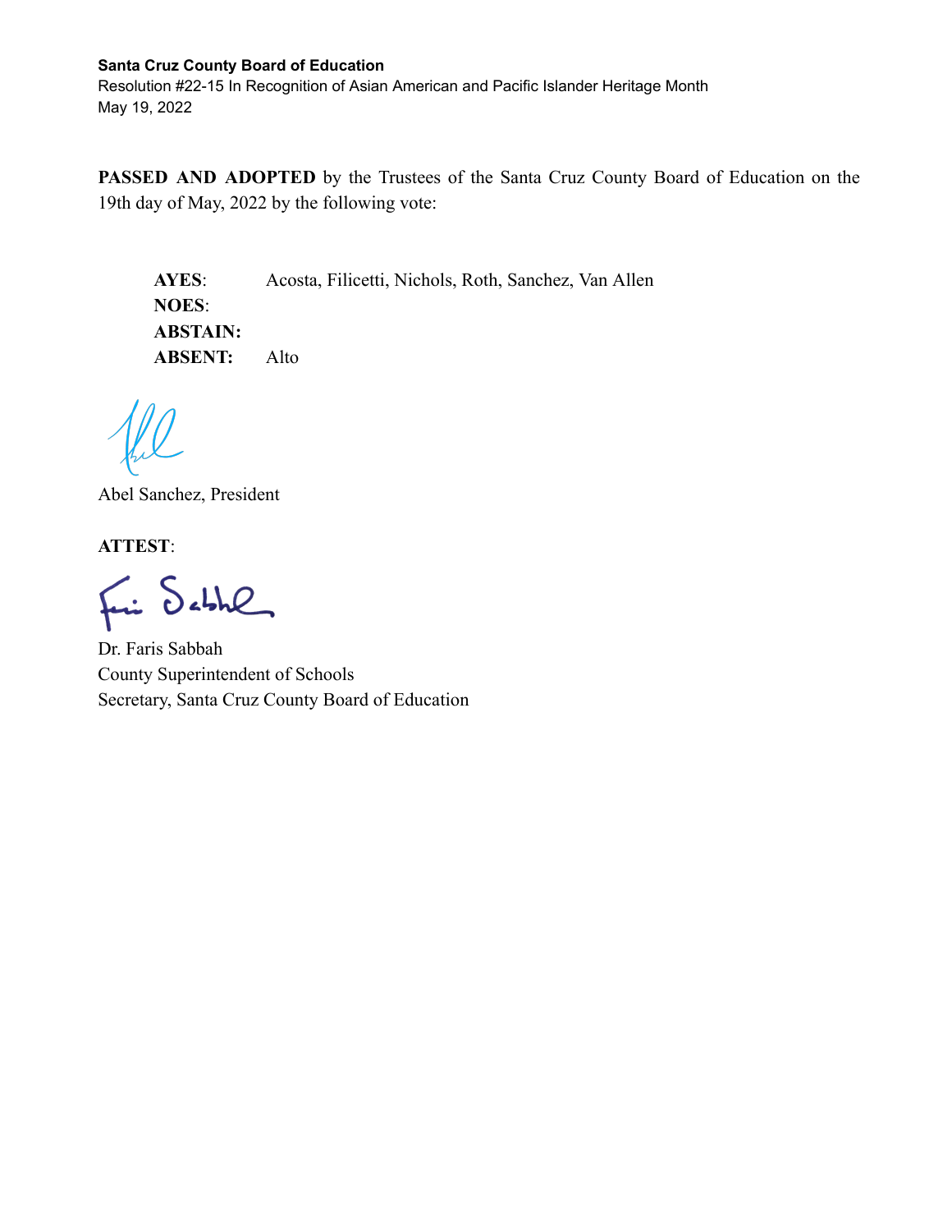**PASSED AND ADOPTED** by the Trustees of the Santa Cruz County Board of Education on the 19th day of May, 2022 by the following vote:

| | |
|---|---|
| **AYES**: | Acosta, Filicetti, Nichols, Roth, Sanchez, Van Allen |
| **NOES**: | |
| **ABSTAIN:** | |
| **ABSENT:** | Alto |

Abel Sanchez, President

**ATTEST**:

Dr. Faris Sabbah
County Superintendent of Schools
Secretary, Santa Cruz County Board of Education